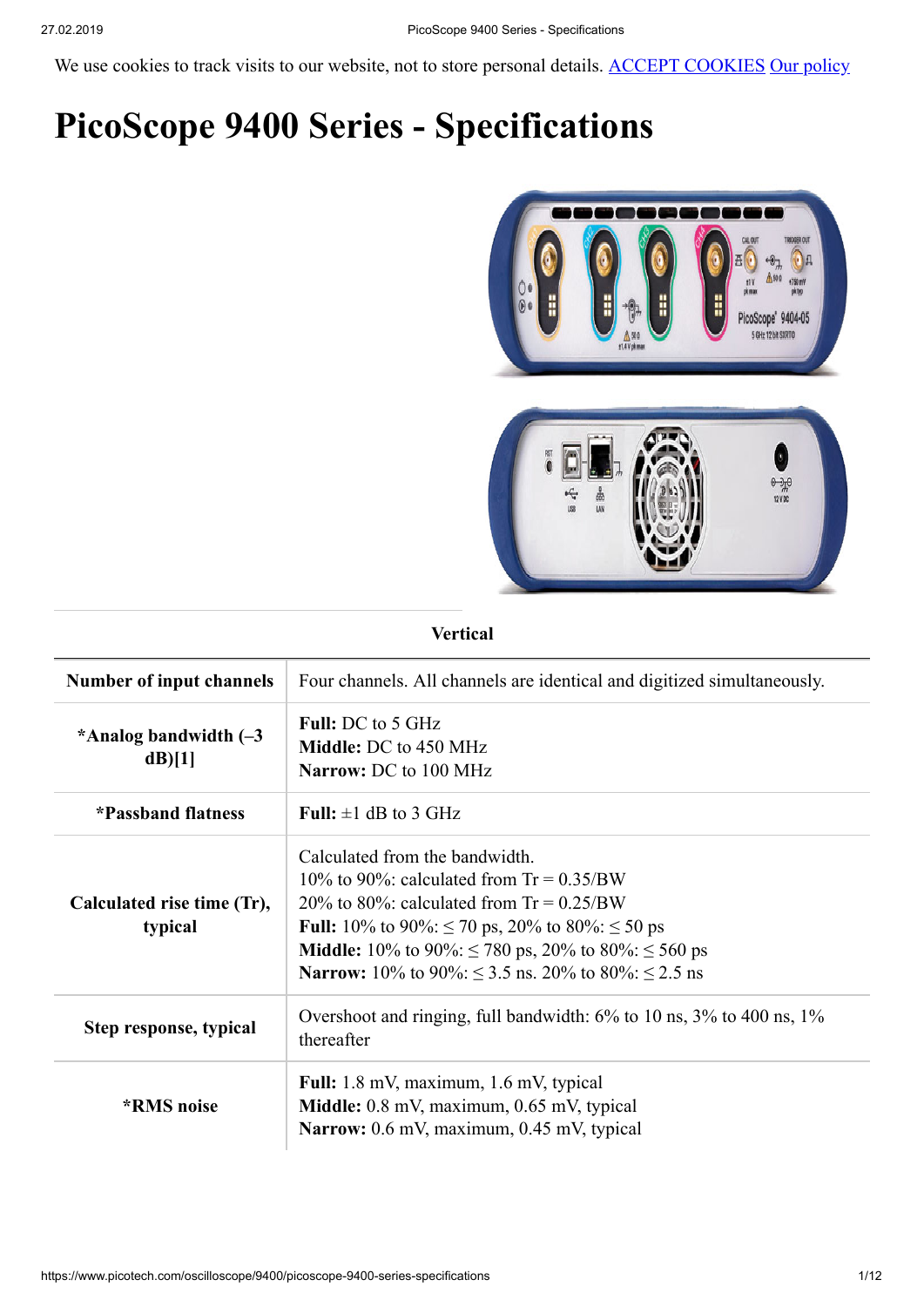We use cookies to track visits to our website, not to store personal details. ACCEPT COOKIES Our policy

# PicoScope 9400 Series - Specifications

**Vertical**

| Number of input channels | Four channels. All channels are identical and digitized simultaneously. |
|---|---|
| *Analog bandwidth (–3 dB)[1] | **Full:** DC to 5 GHz<br>**Middle:** DC to 450 MHz<br>**Narrow:** DC to 100 MHz |
| *Passband flatness | **Full:** ±1 dB to 3 GHz |
| Calculated rise time (Tr), typical | Calculated from the bandwidth.<br>10% to 90%: calculated from Tr = 0.35/BW<br>20% to 80%: calculated from Tr = 0.25/BW<br>**Full:** 10% to 90%: ≤ 70 ps, 20% to 80%: ≤ 50 ps<br>**Middle:** 10% to 90%: ≤ 780 ps, 20% to 80%: ≤ 560 ps<br>**Narrow:** 10% to 90%: ≤ 3.5 ns. 20% to 80%: ≤ 2.5 ns |
| Step response, typical | Overshoot and ringing, full bandwidth: 6% to 10 ns, 3% to 400 ns, 1% thereafter |
| *RMS noise | **Full:** 1.8 mV, maximum, 1.6 mV, typical<br>**Middle:** 0.8 mV, maximum, 0.65 mV, typical<br>**Narrow:** 0.6 mV, maximum, 0.45 mV, typical |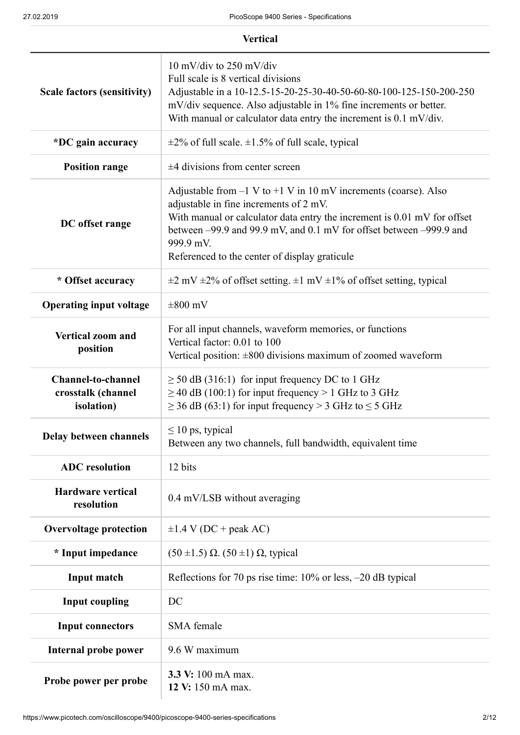## Vertical

| | |
|---|---|
| **Scale factors (sensitivity)** | 10 mV/div to 250 mV/div<br>Full scale is 8 vertical divisions<br>Adjustable in a 10-12.5-15-20-25-30-40-50-60-80-100-125-150-200-250 mV/div sequence. Also adjustable in 1% fine increments or better.<br>With manual or calculator data entry the increment is 0.1 mV/div. |
| ***DC gain accuracy** | ±2% of full scale. ±1.5% of full scale, typical |
| **Position range** | ±4 divisions from center screen |
| **DC offset range** | Adjustable from –1 V to +1 V in 10 mV increments (coarse). Also adjustable in fine increments of 2 mV.<br>With manual or calculator data entry the increment is 0.01 mV for offset between –99.9 and 99.9 mV, and 0.1 mV for offset between –999.9 and 999.9 mV.<br>Referenced to the center of display graticule |
| *** Offset accuracy** | ±2 mV ±2% of offset setting. ±1 mV ±1% of offset setting, typical |
| **Operating input voltage** | ±800 mV |
| **Vertical zoom and position** | For all input channels, waveform memories, or functions<br>Vertical factor: 0.01 to 100<br>Vertical position: ±800 divisions maximum of zoomed waveform |
| **Channel-to-channel crosstalk (channel isolation)** | ≥ 50 dB (316:1) for input frequency DC to 1 GHz<br>≥ 40 dB (100:1) for input frequency > 1 GHz to 3 GHz<br>≥ 36 dB (63:1) for input frequency > 3 GHz to ≤ 5 GHz |
| **Delay between channels** | ≤ 10 ps, typical<br>Between any two channels, full bandwidth, equivalent time |
| **ADC resolution** | 12 bits |
| **Hardware vertical resolution** | 0.4 mV/LSB without averaging |
| **Overvoltage protection** | ±1.4 V (DC + peak AC) |
| *** Input impedance** | (50 ±1.5) Ω. (50 ±1) Ω, typical |
| **Input match** | Reflections for 70 ps rise time: 10% or less, –20 dB typical |
| **Input coupling** | DC |
| **Input connectors** | SMA female |
| **Internal probe power** | 9.6 W maximum |
| **Probe power per probe** | **3.3 V:** 100 mA max.<br>**12 V:** 150 mA max. |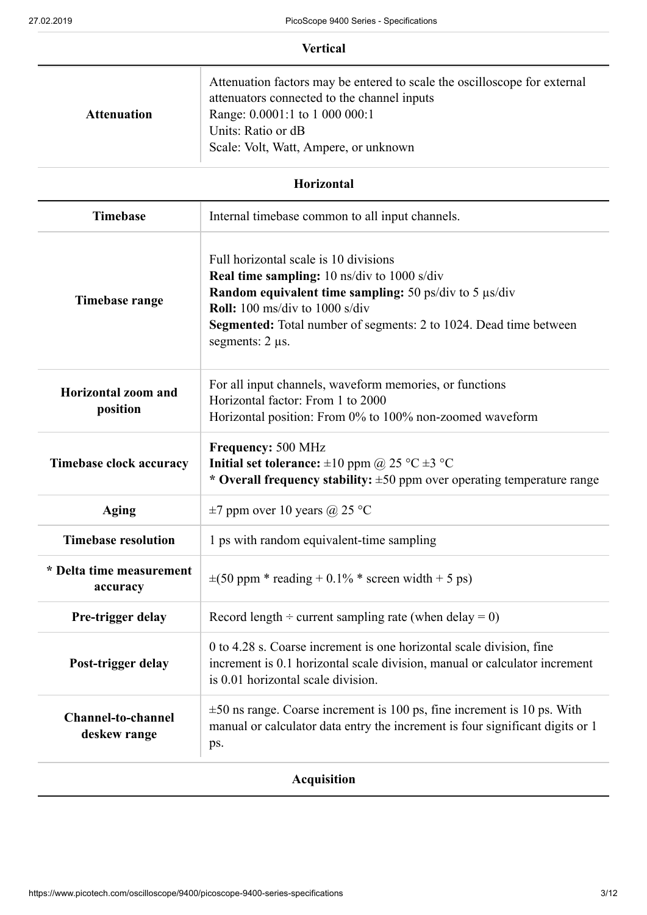### Vertical

| | |
|---|---|
| **Attenuation** | Attenuation factors may be entered to scale the oscilloscope for external attenuators connected to the channel inputs<br>Range: 0.0001:1 to 1 000 000:1<br>Units: Ratio or dB<br>Scale: Volt, Watt, Ampere, or unknown |

### Horizontal

| | |
|---|---|
| **Timebase** | Internal timebase common to all input channels. |
| **Timebase range** | Full horizontal scale is 10 divisions<br>**Real time sampling:** 10 ns/div to 1000 s/div<br>**Random equivalent time sampling:** 50 ps/div to 5 µs/div<br>**Roll:** 100 ms/div to 1000 s/div<br>**Segmented:** Total number of segments: 2 to 1024. Dead time between segments: 2 µs. |
| **Horizontal zoom and position** | For all input channels, waveform memories, or functions<br>Horizontal factor: From 1 to 2000<br>Horizontal position: From 0% to 100% non-zoomed waveform |
| **Timebase clock accuracy** | **Frequency:** 500 MHz<br>**Initial set tolerance:** ±10 ppm @ 25 °C ±3 °C<br>**\* Overall frequency stability:** ±50 ppm over operating temperature range |
| **Aging** | ±7 ppm over 10 years @ 25 °C |
| **Timebase resolution** | 1 ps with random equivalent-time sampling |
| **\* Delta time measurement accuracy** | ±(50 ppm \* reading + 0.1% \* screen width + 5 ps) |
| **Pre-trigger delay** | Record length ÷ current sampling rate (when delay = 0) |
| **Post-trigger delay** | 0 to 4.28 s. Coarse increment is one horizontal scale division, fine increment is 0.1 horizontal scale division, manual or calculator increment is 0.01 horizontal scale division. |
| **Channel-to-channel deskew range** | ±50 ns range. Coarse increment is 100 ps, fine increment is 10 ps. With manual or calculator data entry the increment is four significant digits or 1 ps. |

### Acquisition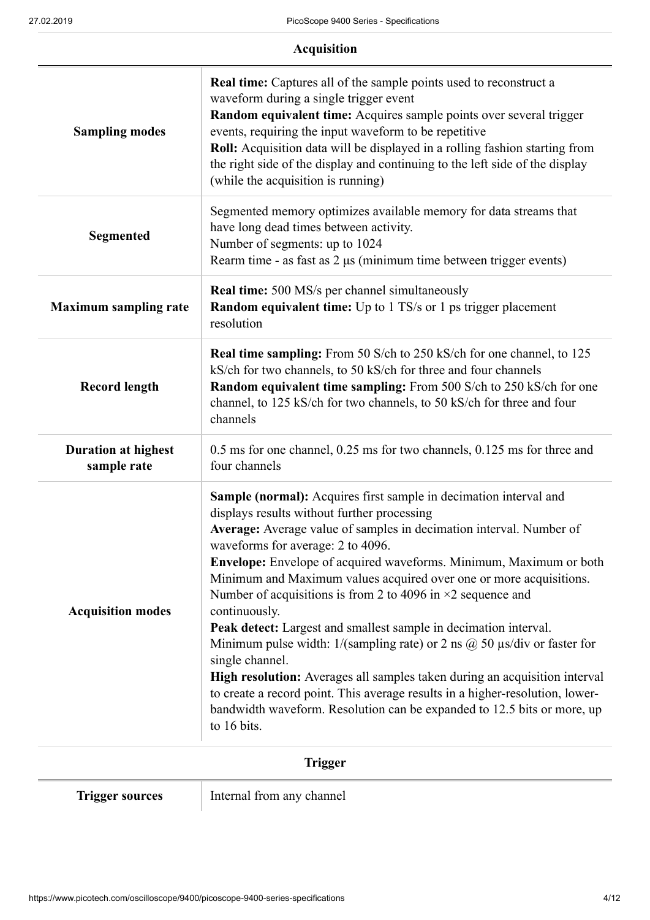## Acquisition

| | |
|---|---|
| **Sampling modes** | **Real time:** Captures all of the sample points used to reconstruct a waveform during a single trigger event<br>**Random equivalent time:** Acquires sample points over several trigger events, requiring the input waveform to be repetitive<br>**Roll:** Acquisition data will be displayed in a rolling fashion starting from the right side of the display and continuing to the left side of the display (while the acquisition is running) |
| **Segmented** | Segmented memory optimizes available memory for data streams that have long dead times between activity.<br>Number of segments: up to 1024<br>Rearm time - as fast as 2 µs (minimum time between trigger events) |
| **Maximum sampling rate** | **Real time:** 500 MS/s per channel simultaneously<br>**Random equivalent time:** Up to 1 TS/s or 1 ps trigger placement resolution |
| **Record length** | **Real time sampling:** From 50 S/ch to 250 kS/ch for one channel, to 125 kS/ch for two channels, to 50 kS/ch for three and four channels<br>**Random equivalent time sampling:** From 500 S/ch to 250 kS/ch for one channel, to 125 kS/ch for two channels, to 50 kS/ch for three and four channels |
| **Duration at highest sample rate** | 0.5 ms for one channel, 0.25 ms for two channels, 0.125 ms for three and four channels |
| **Acquisition modes** | **Sample (normal):** Acquires first sample in decimation interval and displays results without further processing<br>**Average:** Average value of samples in decimation interval. Number of waveforms for average: 2 to 4096.<br>**Envelope:** Envelope of acquired waveforms. Minimum, Maximum or both Minimum and Maximum values acquired over one or more acquisitions. Number of acquisitions is from 2 to 4096 in ×2 sequence and continuously.<br>**Peak detect:** Largest and smallest sample in decimation interval. Minimum pulse width: 1/(sampling rate) or 2 ns @ 50 µs/div or faster for single channel.<br>**High resolution:** Averages all samples taken during an acquisition interval to create a record point. This average results in a higher-resolution, lower-bandwidth waveform. Resolution can be expanded to 12.5 bits or more, up to 16 bits. |

## Trigger

| | |
|---|---|
| **Trigger sources** | Internal from any channel |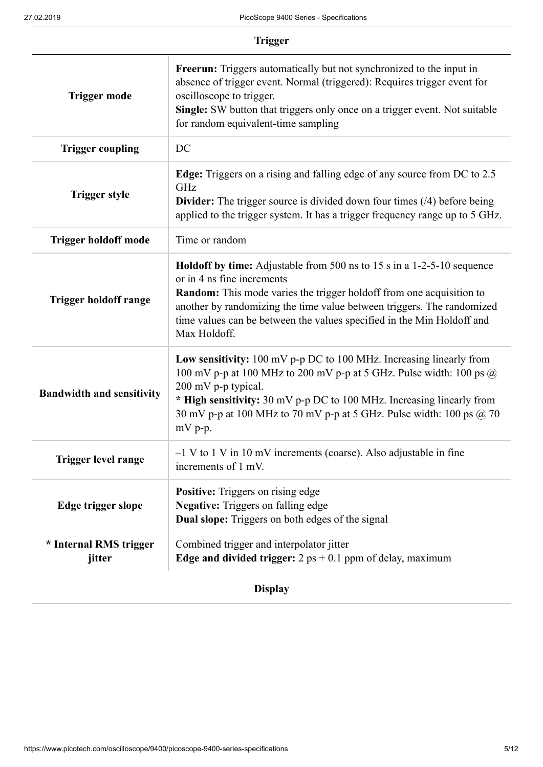## Trigger

| | |
|---|---|
| **Trigger mode** | **Freerun:** Triggers automatically but not synchronized to the input in absence of trigger event. Normal (triggered): Requires trigger event for oscilloscope to trigger.<br>**Single:** SW button that triggers only once on a trigger event. Not suitable for random equivalent-time sampling |
| **Trigger coupling** | DC |
| **Trigger style** | **Edge:** Triggers on a rising and falling edge of any source from DC to 2.5 GHz<br>**Divider:** The trigger source is divided down four times (/4) before being applied to the trigger system. It has a trigger frequency range up to 5 GHz. |
| **Trigger holdoff mode** | Time or random |
| **Trigger holdoff range** | **Holdoff by time:** Adjustable from 500 ns to 15 s in a 1-2-5-10 sequence or in 4 ns fine increments<br>**Random:** This mode varies the trigger holdoff from one acquisition to another by randomizing the time value between triggers. The randomized time values can be between the values specified in the Min Holdoff and Max Holdoff. |
| **Bandwidth and sensitivity** | **Low sensitivity:** 100 mV p-p DC to 100 MHz. Increasing linearly from 100 mV p-p at 100 MHz to 200 mV p-p at 5 GHz. Pulse width: 100 ps @ 200 mV p-p typical.<br>**\* High sensitivity:** 30 mV p-p DC to 100 MHz. Increasing linearly from 30 mV p-p at 100 MHz to 70 mV p-p at 5 GHz. Pulse width: 100 ps @ 70 mV p-p. |
| **Trigger level range** | –1 V to 1 V in 10 mV increments (coarse). Also adjustable in fine increments of 1 mV. |
| **Edge trigger slope** | **Positive:** Triggers on rising edge<br>**Negative:** Triggers on falling edge<br>**Dual slope:** Triggers on both edges of the signal |
| **\* Internal RMS trigger jitter** | Combined trigger and interpolator jitter<br>**Edge and divided trigger:** 2 ps + 0.1 ppm of delay, maximum |

## Display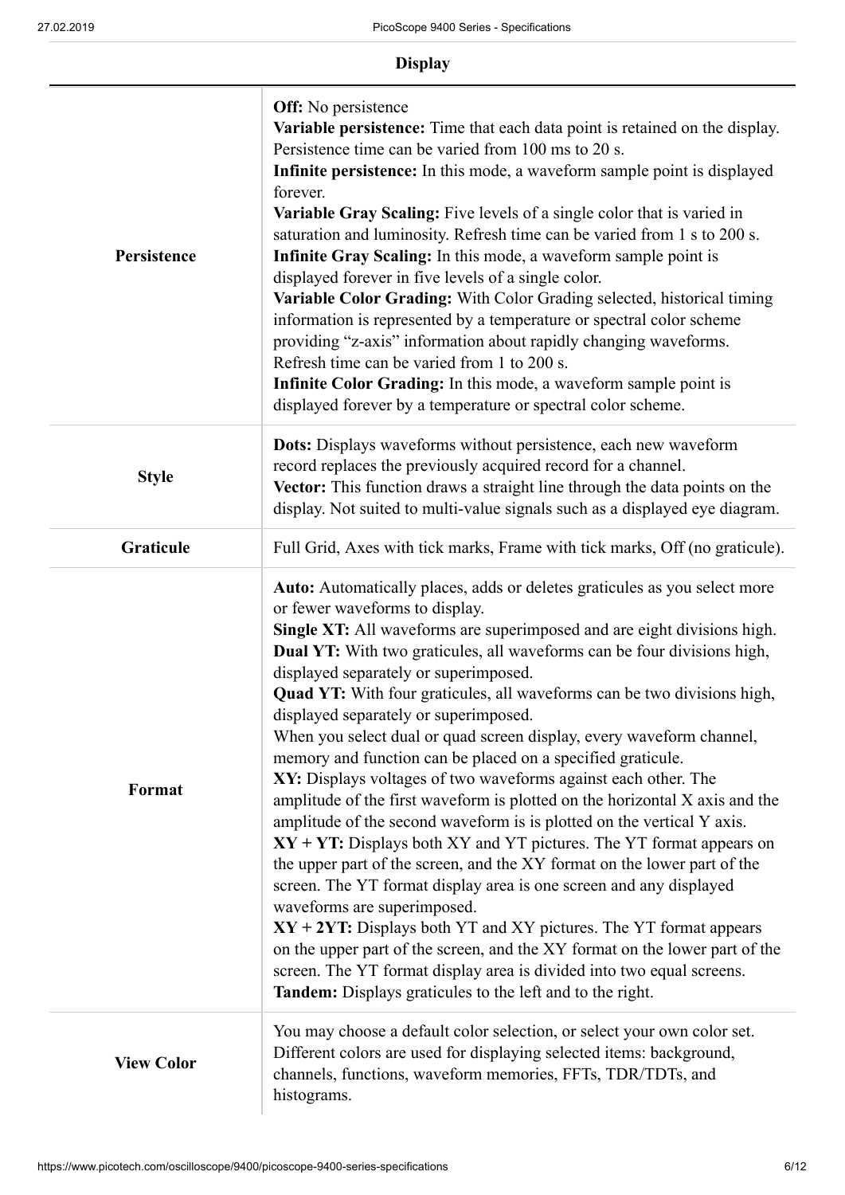## Display

| | |
|---|---|
| **Persistence** | **Off:** No persistence<br>**Variable persistence:** Time that each data point is retained on the display. Persistence time can be varied from 100 ms to 20 s.<br>**Infinite persistence:** In this mode, a waveform sample point is displayed forever.<br>**Variable Gray Scaling:** Five levels of a single color that is varied in saturation and luminosity. Refresh time can be varied from 1 s to 200 s.<br>**Infinite Gray Scaling:** In this mode, a waveform sample point is displayed forever in five levels of a single color.<br>**Variable Color Grading:** With Color Grading selected, historical timing information is represented by a temperature or spectral color scheme providing "z-axis" information about rapidly changing waveforms. Refresh time can be varied from 1 to 200 s.<br>**Infinite Color Grading:** In this mode, a waveform sample point is displayed forever by a temperature or spectral color scheme. |
| **Style** | **Dots:** Displays waveforms without persistence, each new waveform record replaces the previously acquired record for a channel.<br>**Vector:** This function draws a straight line through the data points on the display. Not suited to multi-value signals such as a displayed eye diagram. |
| **Graticule** | Full Grid, Axes with tick marks, Frame with tick marks, Off (no graticule). |
| **Format** | **Auto:** Automatically places, adds or deletes graticules as you select more or fewer waveforms to display.<br>**Single XT:** All waveforms are superimposed and are eight divisions high.<br>**Dual YT:** With two graticules, all waveforms can be four divisions high, displayed separately or superimposed.<br>**Quad YT:** With four graticules, all waveforms can be two divisions high, displayed separately or superimposed.<br>When you select dual or quad screen display, every waveform channel, memory and function can be placed on a specified graticule.<br>**XY:** Displays voltages of two waveforms against each other. The amplitude of the first waveform is plotted on the horizontal X axis and the amplitude of the second waveform is is plotted on the vertical Y axis.<br>**XY + YT:** Displays both XY and YT pictures. The YT format appears on the upper part of the screen, and the XY format on the lower part of the screen. The YT format display area is one screen and any displayed waveforms are superimposed.<br>**XY + 2YT:** Displays both YT and XY pictures. The YT format appears on the upper part of the screen, and the XY format on the lower part of the screen. The YT format display area is divided into two equal screens.<br>**Tandem:** Displays graticules to the left and to the right. |
| **View Color** | You may choose a default color selection, or select your own color set. Different colors are used for displaying selected items: background, channels, functions, waveform memories, FFTs, TDR/TDTs, and histograms. |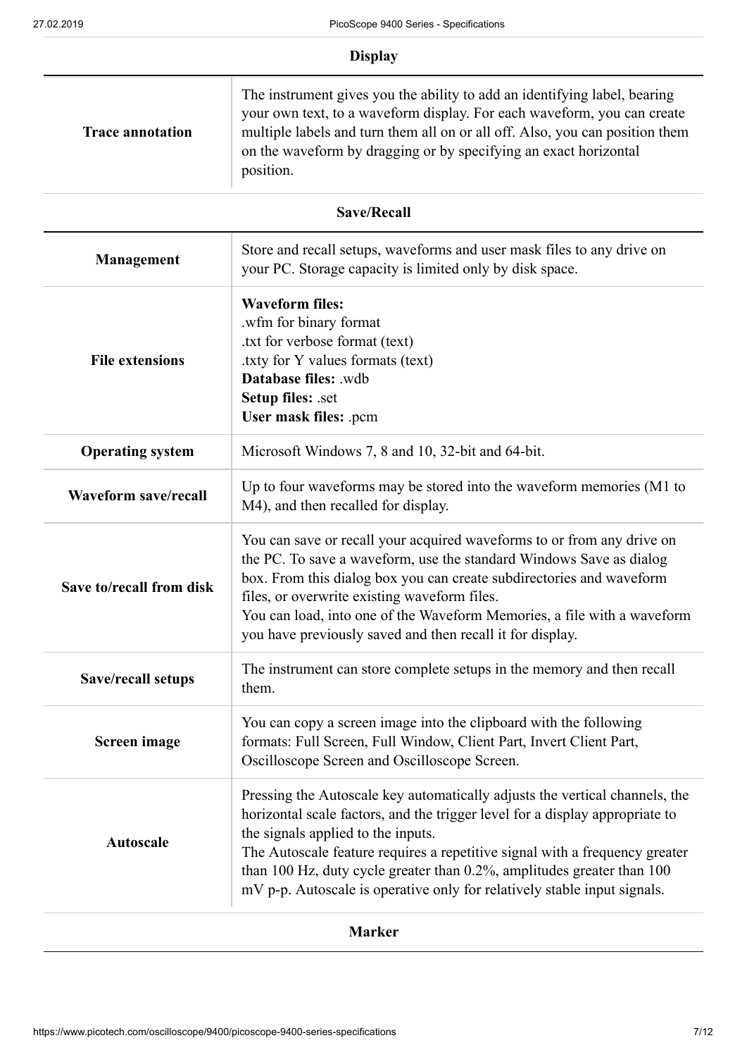## Display

| | |
|---|---|
| **Trace annotation** | The instrument gives you the ability to add an identifying label, bearing your own text, to a waveform display. For each waveform, you can create multiple labels and turn them all on or all off. Also, you can position them on the waveform by dragging or by specifying an exact horizontal position. |

## Save/Recall

| | |
|---|---|
| **Management** | Store and recall setups, waveforms and user mask files to any drive on your PC. Storage capacity is limited only by disk space. |
| **File extensions** | **Waveform files:**<br>.wfm for binary format<br>.txt for verbose format (text)<br>.txty for Y values formats (text)<br>**Database files:** .wdb<br>**Setup files:** .set<br>**User mask files:** .pcm |
| **Operating system** | Microsoft Windows 7, 8 and 10, 32-bit and 64-bit. |
| **Waveform save/recall** | Up to four waveforms may be stored into the waveform memories (M1 to M4), and then recalled for display. |
| **Save to/recall from disk** | You can save or recall your acquired waveforms to or from any drive on the PC. To save a waveform, use the standard Windows Save as dialog box. From this dialog box you can create subdirectories and waveform files, or overwrite existing waveform files.<br>You can load, into one of the Waveform Memories, a file with a waveform you have previously saved and then recall it for display. |
| **Save/recall setups** | The instrument can store complete setups in the memory and then recall them. |
| **Screen image** | You can copy a screen image into the clipboard with the following formats: Full Screen, Full Window, Client Part, Invert Client Part, Oscilloscope Screen and Oscilloscope Screen. |
| **Autoscale** | Pressing the Autoscale key automatically adjusts the vertical channels, the horizontal scale factors, and the trigger level for a display appropriate to the signals applied to the inputs.<br>The Autoscale feature requires a repetitive signal with a frequency greater than 100 Hz, duty cycle greater than 0.2%, amplitudes greater than 100 mV p-p. Autoscale is operative only for relatively stable input signals. |

## Marker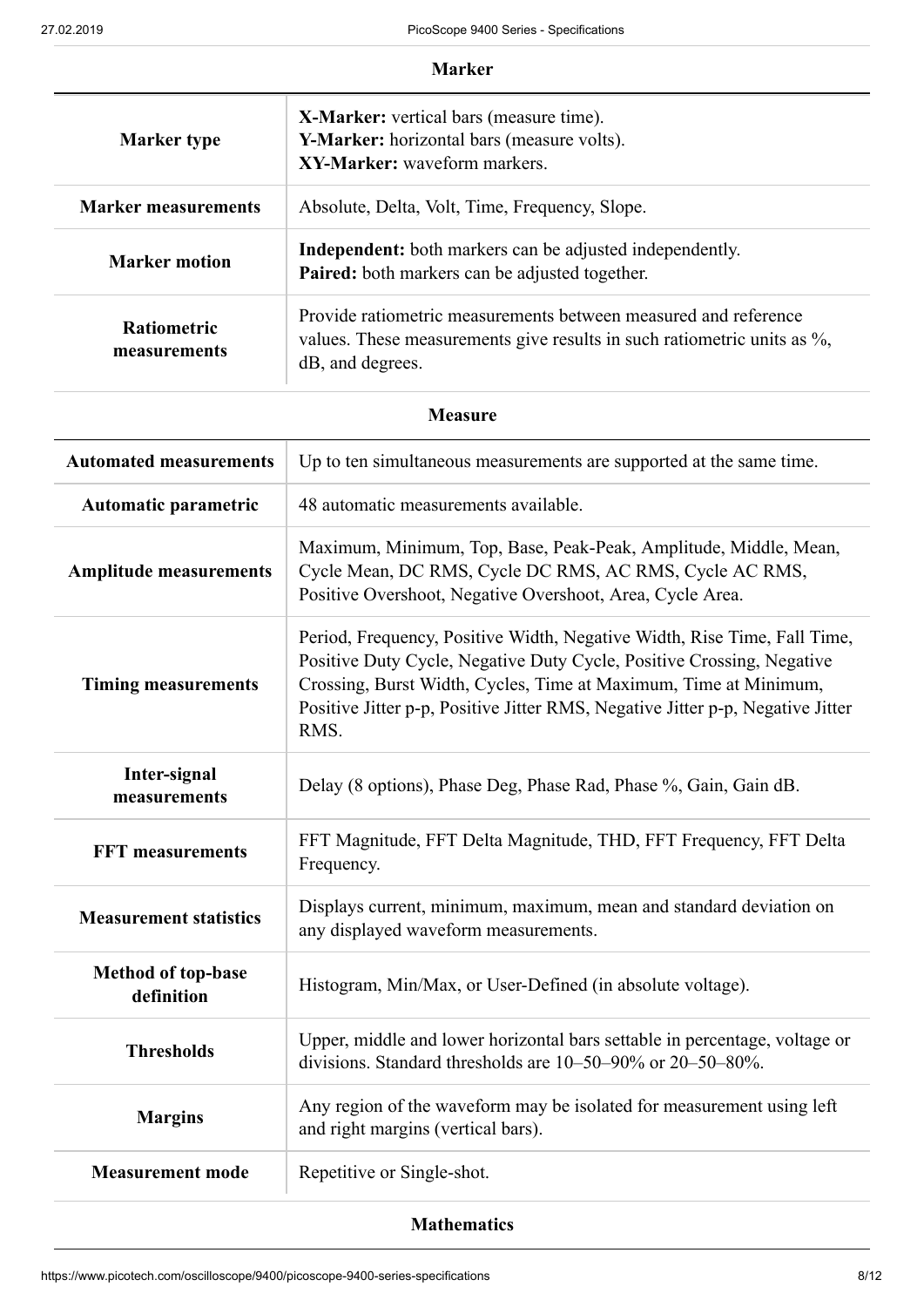**Marker**

| | |
|---|---|
| **Marker type** | **X-Marker:** vertical bars (measure time).<br>**Y-Marker:** horizontal bars (measure volts).<br>**XY-Marker:** waveform markers. |
| **Marker measurements** | Absolute, Delta, Volt, Time, Frequency, Slope. |
| **Marker motion** | **Independent:** both markers can be adjusted independently.<br>**Paired:** both markers can be adjusted together. |
| **Ratiometric measurements** | Provide ratiometric measurements between measured and reference values. These measurements give results in such ratiometric units as %, dB, and degrees. |

**Measure**

| | |
|---|---|
| **Automated measurements** | Up to ten simultaneous measurements are supported at the same time. |
| **Automatic parametric** | 48 automatic measurements available. |
| **Amplitude measurements** | Maximum, Minimum, Top, Base, Peak-Peak, Amplitude, Middle, Mean, Cycle Mean, DC RMS, Cycle DC RMS, AC RMS, Cycle AC RMS, Positive Overshoot, Negative Overshoot, Area, Cycle Area. |
| **Timing measurements** | Period, Frequency, Positive Width, Negative Width, Rise Time, Fall Time, Positive Duty Cycle, Negative Duty Cycle, Positive Crossing, Negative Crossing, Burst Width, Cycles, Time at Maximum, Time at Minimum, Positive Jitter p-p, Positive Jitter RMS, Negative Jitter p-p, Negative Jitter RMS. |
| **Inter-signal measurements** | Delay (8 options), Phase Deg, Phase Rad, Phase %, Gain, Gain dB. |
| **FFT measurements** | FFT Magnitude, FFT Delta Magnitude, THD, FFT Frequency, FFT Delta Frequency. |
| **Measurement statistics** | Displays current, minimum, maximum, mean and standard deviation on any displayed waveform measurements. |
| **Method of top-base definition** | Histogram, Min/Max, or User-Defined (in absolute voltage). |
| **Thresholds** | Upper, middle and lower horizontal bars settable in percentage, voltage or divisions. Standard thresholds are 10–50–90% or 20–50–80%. |
| **Margins** | Any region of the waveform may be isolated for measurement using left and right margins (vertical bars). |
| **Measurement mode** | Repetitive or Single-shot. |

**Mathematics**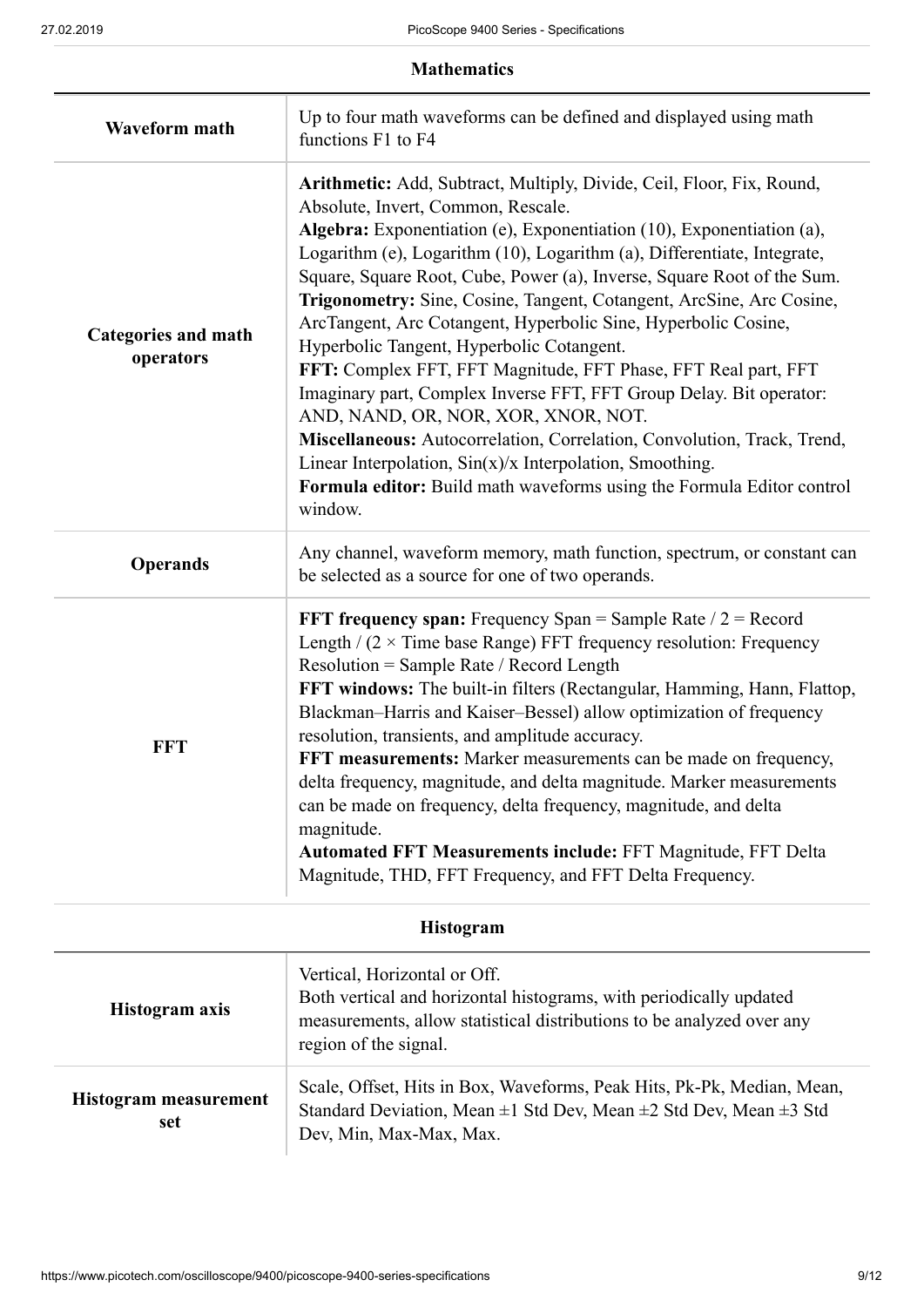## Mathematics

| | |
|---|---|
| **Waveform math** | Up to four math waveforms can be defined and displayed using math functions F1 to F4 |
| **Categories and math operators** | **Arithmetic:** Add, Subtract, Multiply, Divide, Ceil, Floor, Fix, Round, Absolute, Invert, Common, Rescale. **Algebra:** Exponentiation (e), Exponentiation (10), Exponentiation (a), Logarithm (e), Logarithm (10), Logarithm (a), Differentiate, Integrate, Square, Square Root, Cube, Power (a), Inverse, Square Root of the Sum. **Trigonometry:** Sine, Cosine, Tangent, Cotangent, ArcSine, Arc Cosine, ArcTangent, Arc Cotangent, Hyperbolic Sine, Hyperbolic Cosine, Hyperbolic Tangent, Hyperbolic Cotangent. **FFT:** Complex FFT, FFT Magnitude, FFT Phase, FFT Real part, FFT Imaginary part, Complex Inverse FFT, FFT Group Delay. Bit operator: AND, NAND, OR, NOR, XOR, XNOR, NOT. **Miscellaneous:** Autocorrelation, Correlation, Convolution, Track, Trend, Linear Interpolation, Sin(x)/x Interpolation, Smoothing. **Formula editor:** Build math waveforms using the Formula Editor control window. |
| **Operands** | Any channel, waveform memory, math function, spectrum, or constant can be selected as a source for one of two operands. |
| **FFT** | **FFT frequency span:** Frequency Span = Sample Rate / 2 = Record Length / (2 × Time base Range) FFT frequency resolution: Frequency Resolution = Sample Rate / Record Length **FFT windows:** The built-in filters (Rectangular, Hamming, Hann, Flattop, Blackman–Harris and Kaiser–Bessel) allow optimization of frequency resolution, transients, and amplitude accuracy. **FFT measurements:** Marker measurements can be made on frequency, delta frequency, magnitude, and delta magnitude. Marker measurements can be made on frequency, delta frequency, magnitude, and delta magnitude. **Automated FFT Measurements include:** FFT Magnitude, FFT Delta Magnitude, THD, FFT Frequency, and FFT Delta Frequency. |

## Histogram

| | |
|---|---|
| **Histogram axis** | Vertical, Horizontal or Off. Both vertical and horizontal histograms, with periodically updated measurements, allow statistical distributions to be analyzed over any region of the signal. |
| **Histogram measurement set** | Scale, Offset, Hits in Box, Waveforms, Peak Hits, Pk-Pk, Median, Mean, Standard Deviation, Mean ±1 Std Dev, Mean ±2 Std Dev, Mean ±3 Std Dev, Min, Max-Max, Max. |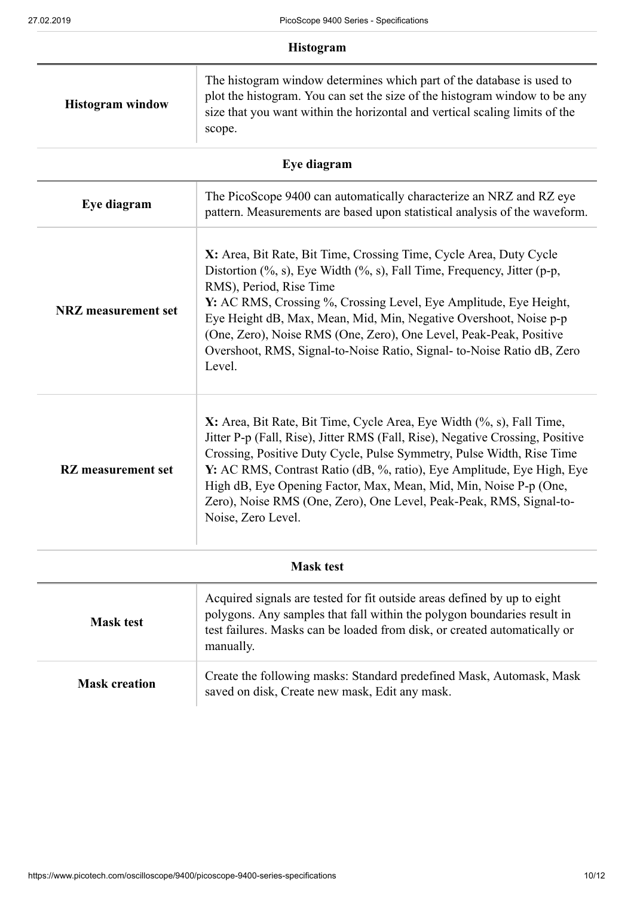## Histogram

| | |
|---|---|
| **Histogram window** | The histogram window determines which part of the database is used to plot the histogram. You can set the size of the histogram window to be any size that you want within the horizontal and vertical scaling limits of the scope. |

## Eye diagram

| | |
|---|---|
| **Eye diagram** | The PicoScope 9400 can automatically characterize an NRZ and RZ eye pattern. Measurements are based upon statistical analysis of the waveform. |
| **NRZ measurement set** | **X:** Area, Bit Rate, Bit Time, Crossing Time, Cycle Area, Duty Cycle Distortion (%, s), Eye Width (%, s), Fall Time, Frequency, Jitter (p-p, RMS), Period, Rise Time<br>**Y:** AC RMS, Crossing %, Crossing Level, Eye Amplitude, Eye Height, Eye Height dB, Max, Mean, Mid, Min, Negative Overshoot, Noise p-p (One, Zero), Noise RMS (One, Zero), One Level, Peak-Peak, Positive Overshoot, RMS, Signal-to-Noise Ratio, Signal- to-Noise Ratio dB, Zero Level. |
| **RZ measurement set** | **X:** Area, Bit Rate, Bit Time, Cycle Area, Eye Width (%, s), Fall Time, Jitter P-p (Fall, Rise), Jitter RMS (Fall, Rise), Negative Crossing, Positive Crossing, Positive Duty Cycle, Pulse Symmetry, Pulse Width, Rise Time<br>**Y:** AC RMS, Contrast Ratio (dB, %, ratio), Eye Amplitude, Eye High, Eye High dB, Eye Opening Factor, Max, Mean, Mid, Min, Noise P-p (One, Zero), Noise RMS (One, Zero), One Level, Peak-Peak, RMS, Signal-to-Noise, Zero Level. |

## Mask test

| | |
|---|---|
| **Mask test** | Acquired signals are tested for fit outside areas defined by up to eight polygons. Any samples that fall within the polygon boundaries result in test failures. Masks can be loaded from disk, or created automatically or manually. |
| **Mask creation** | Create the following masks: Standard predefined Mask, Automask, Mask saved on disk, Create new mask, Edit any mask. |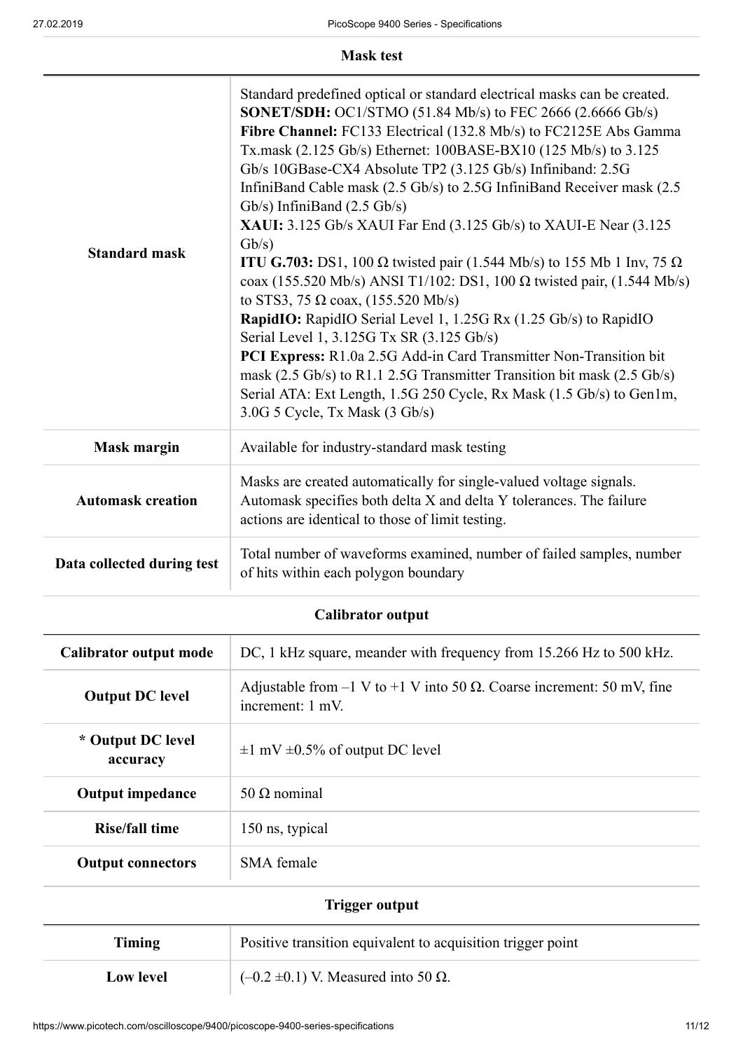### Mask test

| | |
|---|---|
| **Standard mask** | Standard predefined optical or standard electrical masks can be created. **SONET/SDH:** OC1/STMO (51.84 Mb/s) to FEC 2666 (2.6666 Gb/s) **Fibre Channel:** FC133 Electrical (132.8 Mb/s) to FC2125E Abs Gamma Tx.mask (2.125 Gb/s) Ethernet: 100BASE-BX10 (125 Mb/s) to 3.125 Gb/s 10GBase-CX4 Absolute TP2 (3.125 Gb/s) Infiniband: 2.5G InfiniBand Cable mask (2.5 Gb/s) to 2.5G InfiniBand Receiver mask (2.5 Gb/s) InfiniBand (2.5 Gb/s) **XAUI:** 3.125 Gb/s XAUI Far End (3.125 Gb/s) to XAUI-E Near (3.125 Gb/s) **ITU G.703:** DS1, 100 Ω twisted pair (1.544 Mb/s) to 155 Mb 1 Inv, 75 Ω coax (155.520 Mb/s) ANSI T1/102: DS1, 100 Ω twisted pair, (1.544 Mb/s) to STS3, 75 Ω coax, (155.520 Mb/s) **RapidIO:** RapidIO Serial Level 1, 1.25G Rx (1.25 Gb/s) to RapidIO Serial Level 1, 3.125G Tx SR (3.125 Gb/s) **PCI Express:** R1.0a 2.5G Add-in Card Transmitter Non-Transition bit mask (2.5 Gb/s) to R1.1 2.5G Transmitter Transition bit mask (2.5 Gb/s) Serial ATA: Ext Length, 1.5G 250 Cycle, Rx Mask (1.5 Gb/s) to Gen1m, 3.0G 5 Cycle, Tx Mask (3 Gb/s) |
| **Mask margin** | Available for industry-standard mask testing |
| **Automask creation** | Masks are created automatically for single-valued voltage signals. Automask specifies both delta X and delta Y tolerances. The failure actions are identical to those of limit testing. |
| **Data collected during test** | Total number of waveforms examined, number of failed samples, number of hits within each polygon boundary |

### Calibrator output

| | |
|---|---|
| **Calibrator output mode** | DC, 1 kHz square, meander with frequency from 15.266 Hz to 500 kHz. |
| **Output DC level** | Adjustable from –1 V to +1 V into 50 Ω. Coarse increment: 50 mV, fine increment: 1 mV. |
| **\* Output DC level accuracy** | ±1 mV ±0.5% of output DC level |
| **Output impedance** | 50 Ω nominal |
| **Rise/fall time** | 150 ns, typical |
| **Output connectors** | SMA female |

### Trigger output

| | |
|---|---|
| **Timing** | Positive transition equivalent to acquisition trigger point |
| **Low level** | (–0.2 ±0.1) V. Measured into 50 Ω. |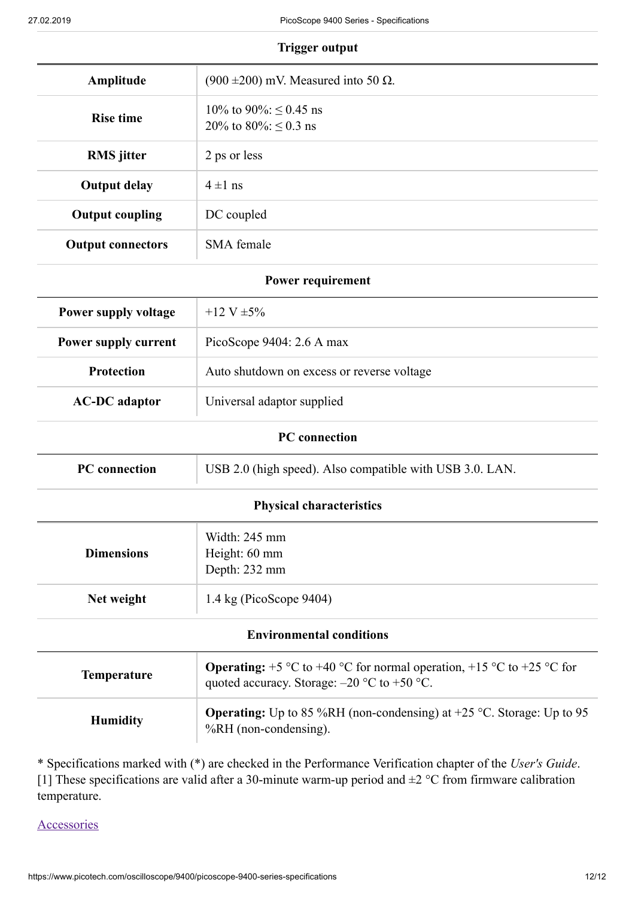| Trigger output | |
|---|---|
| **Amplitude** | (900 ±200) mV. Measured into 50 Ω. |
| **Rise time** | 10% to 90%: ≤ 0.45 ns<br>20% to 80%: ≤ 0.3 ns |
| **RMS jitter** | 2 ps or less |
| **Output delay** | 4 ±1 ns |
| **Output coupling** | DC coupled |
| **Output connectors** | SMA female |

| Power requirement | |
|---|---|
| **Power supply voltage** | +12 V ±5% |
| **Power supply current** | PicoScope 9404: 2.6 A max |
| **Protection** | Auto shutdown on excess or reverse voltage |
| **AC-DC adaptor** | Universal adaptor supplied |

| PC connection | |
|---|---|
| **PC connection** | USB 2.0 (high speed). Also compatible with USB 3.0. LAN. |

| Physical characteristics | |
|---|---|
| **Dimensions** | Width: 245 mm<br>Height: 60 mm<br>Depth: 232 mm |
| **Net weight** | 1.4 kg (PicoScope 9404) |

| Environmental conditions | |
|---|---|
| **Temperature** | **Operating:** +5 °C to +40 °C for normal operation, +15 °C to +25 °C for quoted accuracy. Storage: –20 °C to +50 °C. |
| **Humidity** | **Operating:** Up to 85 %RH (non-condensing) at +25 °C. Storage: Up to 95 %RH (non-condensing). |

* Specifications marked with (*) are checked in the Performance Verification chapter of the *User's Guide*.
[1] These specifications are valid after a 30-minute warm-up period and ±2 °C from firmware calibration temperature.

Accessories